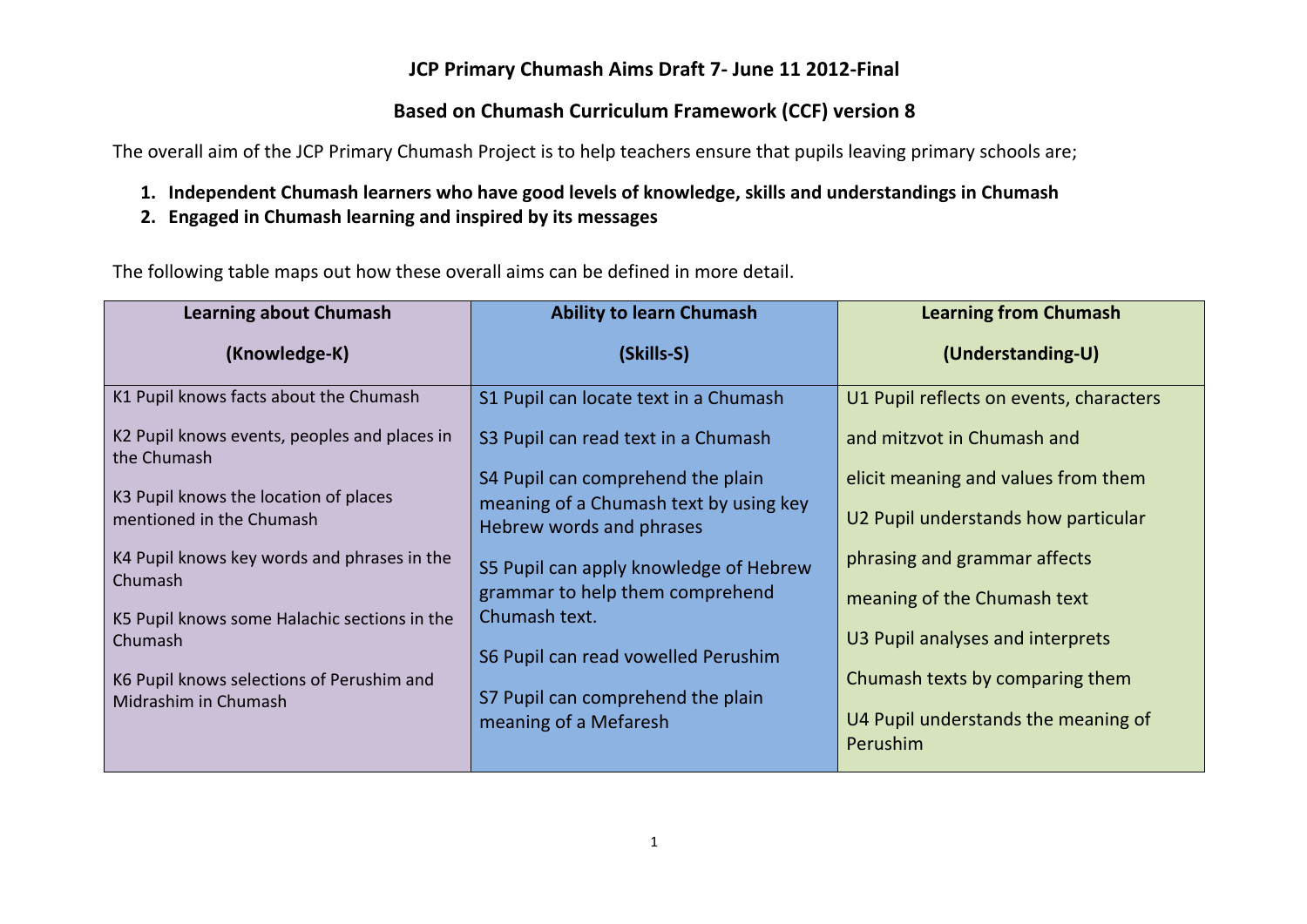# JCP Primary Chumash Aims Draft 7- June 11 2012-Final

## Based on Chumash Curriculum Framework (CCF) version 8

The overall aim of the JCP Primary Chumash Project is to help teachers ensure that pupils leaving primary schools are;

1. **Independent Chumash learners who have good levels of knowledge, skills and understandings in Chumash**
2. **Engaged in Chumash learning and inspired by its messages**

The following table maps out how these overall aims can be defined in more detail.

| **Learning about Chumash (Knowledge-K)** | **Ability to learn Chumash (Skills-S)** | **Learning from Chumash (Understanding-U)** |
| --- | --- | --- |
| K1 Pupil knows facts about the Chumash | S1 Pupil can locate text in a Chumash | U1 Pupil reflects on events, characters and mitzvot in Chumash and elicit meaning and values from them |
| K2 Pupil knows events, peoples and places in the Chumash | S3 Pupil can read text in a Chumash | U2 Pupil understands how particular phrasing and grammar affects meaning of the Chumash text |
| K3 Pupil knows the location of places mentioned in the Chumash | S4 Pupil can comprehend the plain meaning of a Chumash text by using key Hebrew words and phrases | U3 Pupil analyses and interprets Chumash texts by comparing them |
| K4 Pupil knows key words and phrases in the Chumash | S5 Pupil can apply knowledge of Hebrew grammar to help them comprehend Chumash text. | U4 Pupil understands the meaning of Perushim |
| K5 Pupil knows some Halachic sections in the Chumash | S6 Pupil can read vowelled Perushim | |
| K6 Pupil knows selections of Perushim and Midrashim in Chumash | S7 Pupil can comprehend the plain meaning of a Mefaresh | |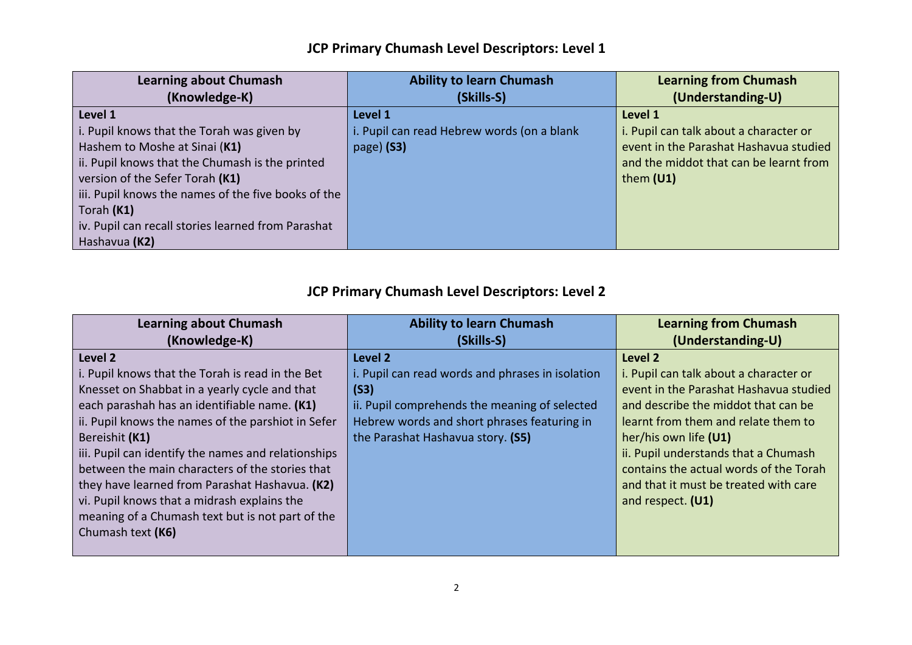## JCP Primary Chumash Level Descriptors: Level 1

| Learning about Chumash (Knowledge-K) | Ability to learn Chumash (Skills-S) | Learning from Chumash (Understanding-U) |
|---|---|---|
| **Level 1**<br>i. Pupil knows that the Torah was given by Hashem to Moshe at Sinai (**K1**)<br>ii. Pupil knows that the Chumash is the printed version of the Sefer Torah **(K1)**<br>iii. Pupil knows the names of the five books of the Torah **(K1)**<br>iv. Pupil can recall stories learned from Parashat Hashavua **(K2)** | **Level 1**<br>i. Pupil can read Hebrew words (on a blank page) **(S3)** | **Level 1**<br>i. Pupil can talk about a character or event in the Parashat Hashavua studied and the middot that can be learnt from them **(U1)** |

## JCP Primary Chumash Level Descriptors: Level 2

| Learning about Chumash (Knowledge-K) | Ability to learn Chumash (Skills-S) | Learning from Chumash (Understanding-U) |
|---|---|---|
| **Level 2**<br>i. Pupil knows that the Torah is read in the Bet Knesset on Shabbat in a yearly cycle and that each parashah has an identifiable name. **(K1)**<br>ii. Pupil knows the names of the parshiot in Sefer Bereishit **(K1)**<br>iii. Pupil can identify the names and relationships between the main characters of the stories that they have learned from Parashat Hashavua. **(K2)**<br>vi. Pupil knows that a midrash explains the meaning of a Chumash text but is not part of the Chumash text **(K6)** | **Level 2**<br>i. Pupil can read words and phrases in isolation **(S3)**<br>ii. Pupil comprehends the meaning of selected Hebrew words and short phrases featuring in the Parashat Hashavua story. **(S5)** | **Level 2**<br>i. Pupil can talk about a character or event in the Parashat Hashavua studied and describe the middot that can be learnt from them and relate them to her/his own life **(U1)**<br>ii. Pupil understands that a Chumash contains the actual words of the Torah and that it must be treated with care and respect. **(U1)** |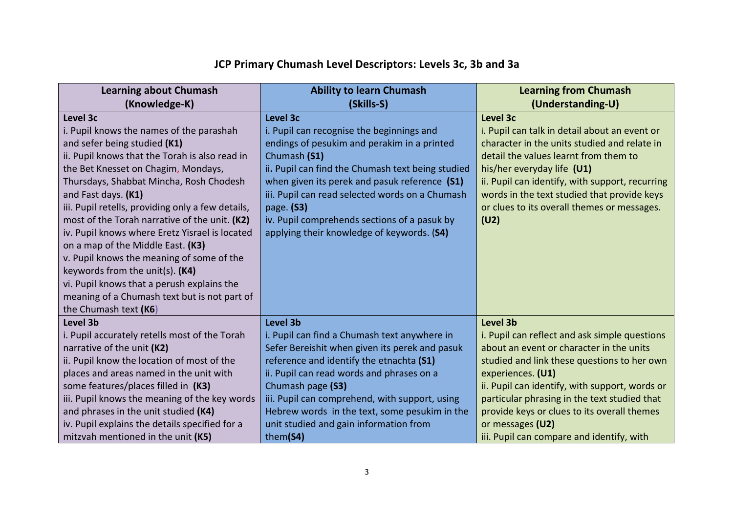## JCP Primary Chumash Level Descriptors: Levels 3c, 3b and 3a

| Learning about Chumash (Knowledge-K) | Ability to learn Chumash (Skills-S) | Learning from Chumash (Understanding-U) |
|---|---|---|
| **Level 3c**<br>i. Pupil knows the names of the parashah and sefer being studied **(K1)**<br>ii. Pupil knows that the Torah is also read in the Bet Knesset on Chagim, Mondays, Thursdays, Shabbat Mincha, Rosh Chodesh and Fast days. **(K1)**<br>iii. Pupil retells, providing only a few details, most of the Torah narrative of the unit. **(K2)**<br>iv. Pupil knows where Eretz Yisrael is located on a map of the Middle East. **(K3)**<br>v. Pupil knows the meaning of some of the keywords from the unit(s). **(K4)**<br>vi. Pupil knows that a perush explains the meaning of a Chumash text but is not part of the Chumash text **(K6)** | **Level 3c**<br>i. Pupil can recognise the beginnings and endings of pesukim and perakim in a printed Chumash **(S1)**<br>ii**.** Pupil can find the Chumash text being studied when given its perek and pasuk reference **(S1)**<br>iii. Pupil can read selected words on a Chumash page. **(S3)**<br>iv. Pupil comprehends sections of a pasuk by applying their knowledge of keywords. (**S4)** | **Level 3c**<br>i. Pupil can talk in detail about an event or character in the units studied and relate in detail the values learnt from them to his/her everyday life **(U1)**<br>ii. Pupil can identify, with support, recurring words in the text studied that provide keys or clues to its overall themes or messages. **(U2)** |
| **Level 3b**<br>i. Pupil accurately retells most of the Torah narrative of the unit **(K2)**<br>ii. Pupil know the location of most of the places and areas named in the unit with some features/places filled in **(K3)**<br>iii. Pupil knows the meaning of the key words and phrases in the unit studied **(K4)**<br>iv. Pupil explains the details specified for a mitzvah mentioned in the unit **(K5)** | **Level 3b**<br>i. Pupil can find a Chumash text anywhere in Sefer Bereishit when given its perek and pasuk reference and identify the etnachta **(S1)**<br>ii. Pupil can read words and phrases on a Chumash page **(S3)**<br>iii. Pupil can comprehend, with support, using Hebrew words in the text, some pesukim in the unit studied and gain information from them**(S4)** | **Level 3b**<br>i. Pupil can reflect and ask simple questions about an event or character in the units studied and link these questions to her own experiences. **(U1)**<br>ii. Pupil can identify, with support, words or particular phrasing in the text studied that provide keys or clues to its overall themes or messages **(U2)**<br>iii. Pupil can compare and identify, with |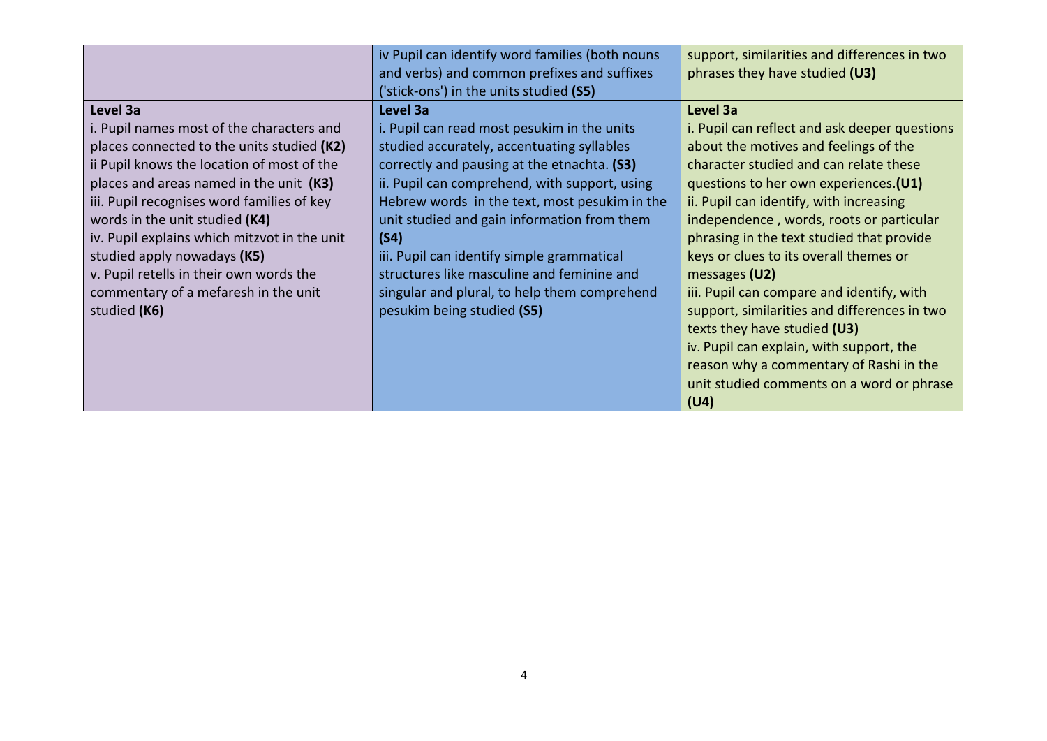| | | |
|---|---|---|
| | iv Pupil can identify word families (both nouns and verbs) and common prefixes and suffixes ('stick-ons') in the units studied **(S5)** | support, similarities and differences in two phrases they have studied **(U3)** |
| **Level 3a**<br>i. Pupil names most of the characters and places connected to the units studied **(K2)**<br>ii Pupil knows the location of most of the places and areas named in the unit **(K3)**<br>iii. Pupil recognises word families of key words in the unit studied **(K4)**<br>iv. Pupil explains which mitzvot in the unit studied apply nowadays **(K5)**<br>v. Pupil retells in their own words the commentary of a mefaresh in the unit studied **(K6)** | **Level 3a**<br>i. Pupil can read most pesukim in the units studied accurately, accentuating syllables correctly and pausing at the etnachta. **(S3)**<br>ii. Pupil can comprehend, with support, using Hebrew words in the text, most pesukim in the unit studied and gain information from them **(S4)**<br>iii. Pupil can identify simple grammatical structures like masculine and feminine and singular and plural, to help them comprehend pesukim being studied **(S5)** | **Level 3a**<br>i. Pupil can reflect and ask deeper questions about the motives and feelings of the character studied and can relate these questions to her own experiences.**(U1)**<br>ii. Pupil can identify, with increasing independence , words, roots or particular phrasing in the text studied that provide keys or clues to its overall themes or messages **(U2)**<br>iii. Pupil can compare and identify, with support, similarities and differences in two texts they have studied **(U3)**<br>iv. Pupil can explain, with support, the reason why a commentary of Rashi in the unit studied comments on a word or phrase **(U4)** |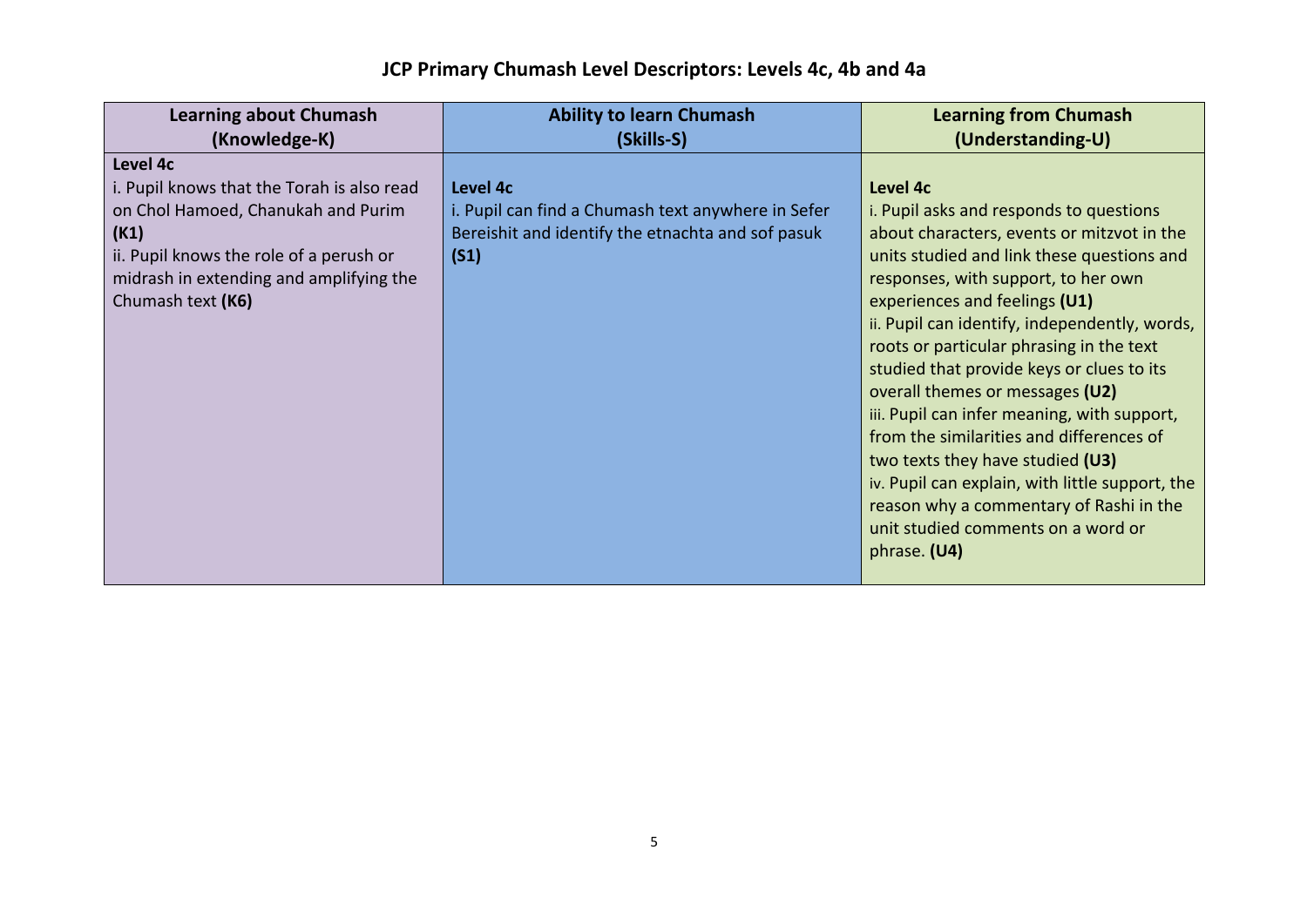# JCP Primary Chumash Level Descriptors: Levels 4c, 4b and 4a

| Learning about Chumash (Knowledge-K) | Ability to learn Chumash (Skills-S) | Learning from Chumash (Understanding-U) |
|---|---|---|
| **Level 4c**<br>i. Pupil knows that the Torah is also read on Chol Hamoed, Chanukah and Purim **(K1)**<br>ii. Pupil knows the role of a perush or midrash in extending and amplifying the Chumash text **(K6)** | **Level 4c**<br>i. Pupil can find a Chumash text anywhere in Sefer Bereishit and identify the etnachta and sof pasuk **(S1)** | **Level 4c**<br>i. Pupil asks and responds to questions about characters, events or mitzvot in the units studied and link these questions and responses, with support, to her own experiences and feelings **(U1)**<br>ii. Pupil can identify, independently, words, roots or particular phrasing in the text studied that provide keys or clues to its overall themes or messages **(U2)**<br>iii. Pupil can infer meaning, with support, from the similarities and differences of two texts they have studied **(U3)**<br>iv. Pupil can explain, with little support, the reason why a commentary of Rashi in the unit studied comments on a word or phrase. **(U4)** |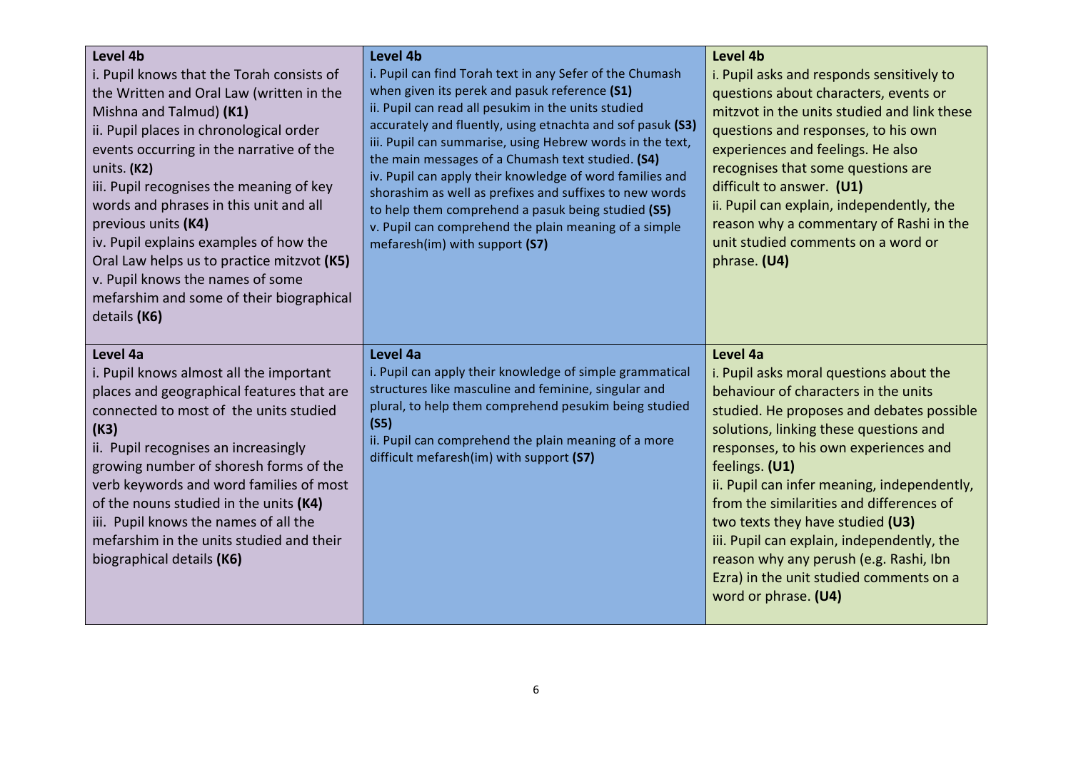| Level 4b | Level 4b | Level 4b |
|---|---|---|
| i. Pupil knows that the Torah consists of the Written and Oral Law (written in the Mishna and Talmud) **(K1)**<br>ii. Pupil places in chronological order events occurring in the narrative of the units. **(K2)**<br>iii. Pupil recognises the meaning of key words and phrases in this unit and all previous units **(K4)**<br>iv. Pupil explains examples of how the Oral Law helps us to practice mitzvot **(K5)**<br>v. Pupil knows the names of some mefarshim and some of their biographical details **(K6)** | i. Pupil can find Torah text in any Sefer of the Chumash when given its perek and pasuk reference **(S1)**<br>ii. Pupil can read all pesukim in the units studied accurately and fluently, using etnachta and sof pasuk **(S3)**<br>iii. Pupil can summarise, using Hebrew words in the text, the main messages of a Chumash text studied. **(S4)**<br>iv. Pupil can apply their knowledge of word families and shorashim as well as prefixes and suffixes to new words to help them comprehend a pasuk being studied **(S5)**<br>v. Pupil can comprehend the plain meaning of a simple mefaresh(im) with support **(S7)** | i. Pupil asks and responds sensitively to questions about characters, events or mitzvot in the units studied and link these questions and responses, to his own experiences and feelings. He also recognises that some questions are difficult to answer. **(U1)**<br>ii. Pupil can explain, independently, the reason why a commentary of Rashi in the unit studied comments on a word or phrase. **(U4)** |
| **Level 4a** | **Level 4a** | **Level 4a** |
| i. Pupil knows almost all the important places and geographical features that are connected to most of the units studied **(K3)**<br>ii. Pupil recognises an increasingly growing number of shoresh forms of the verb keywords and word families of most of the nouns studied in the units **(K4)**<br>iii. Pupil knows the names of all the mefarshim in the units studied and their biographical details **(K6)** | i. Pupil can apply their knowledge of simple grammatical structures like masculine and feminine, singular and plural, to help them comprehend pesukim being studied **(S5)**<br>ii. Pupil can comprehend the plain meaning of a more difficult mefaresh(im) with support **(S7)** | i. Pupil asks moral questions about the behaviour of characters in the units studied. He proposes and debates possible solutions, linking these questions and responses, to his own experiences and feelings. **(U1)**<br>ii. Pupil can infer meaning, independently, from the similarities and differences of two texts they have studied **(U3)**<br>iii. Pupil can explain, independently, the reason why any perush (e.g. Rashi, Ibn Ezra) in the unit studied comments on a word or phrase. **(U4)** |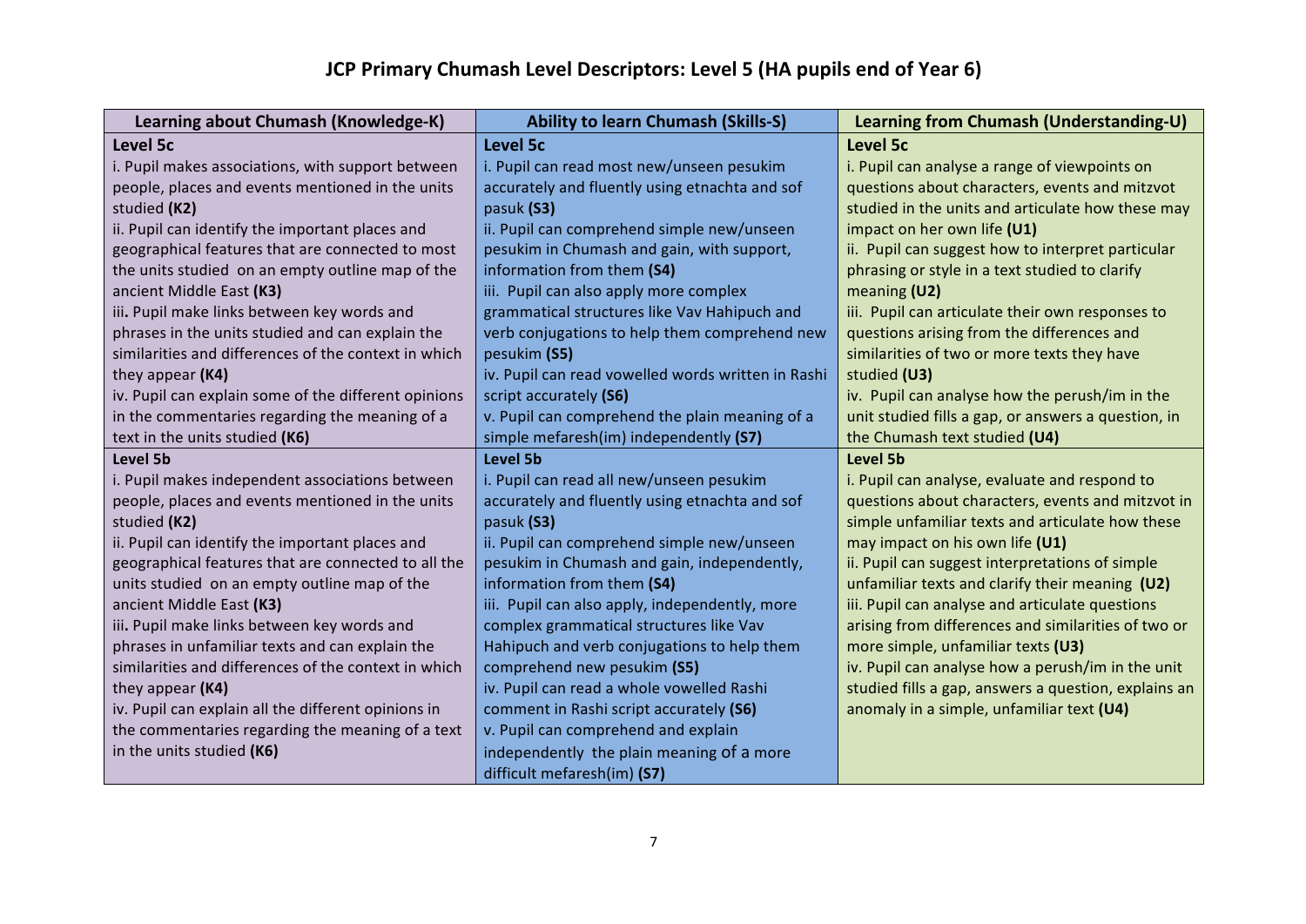## JCP Primary Chumash Level Descriptors: Level 5 (HA pupils end of Year 6)

| Learning about Chumash (Knowledge-K) | Ability to learn Chumash (Skills-S) | Learning from Chumash (Understanding-U) |
|---|---|---|
| **Level 5c** | **Level 5c** | **Level 5c** |
| i. Pupil makes associations, with support between people, places and events mentioned in the units studied **(K2)**<br>ii. Pupil can identify the important places and geographical features that are connected to most the units studied on an empty outline map of the ancient Middle East **(K3)**<br>iii**.** Pupil make links between key words and phrases in the units studied and can explain the similarities and differences of the context in which they appear **(K4)**<br>iv. Pupil can explain some of the different opinions in the commentaries regarding the meaning of a text in the units studied **(K6)** | i. Pupil can read most new/unseen pesukim accurately and fluently using etnachta and sof pasuk **(S3)**<br>ii. Pupil can comprehend simple new/unseen pesukim in Chumash and gain, with support, information from them **(S4)**<br>iii. Pupil can also apply more complex grammatical structures like Vav Hahipuch and verb conjugations to help them comprehend new pesukim **(S5)**<br>iv. Pupil can read vowelled words written in Rashi script accurately **(S6)**<br>v. Pupil can comprehend the plain meaning of a simple mefaresh(im) independently **(S7)** | i. Pupil can analyse a range of viewpoints on questions about characters, events and mitzvot studied in the units and articulate how these may impact on her own life **(U1)**<br>ii. Pupil can suggest how to interpret particular phrasing or style in a text studied to clarify meaning **(U2)**<br>iii. Pupil can articulate their own responses to questions arising from the differences and similarities of two or more texts they have studied **(U3)**<br>iv. Pupil can analyse how the perush/im in the unit studied fills a gap, or answers a question, in the Chumash text studied **(U4)** |
| **Level 5b** | **Level 5b** | **Level 5b** |
| i. Pupil makes independent associations between people, places and events mentioned in the units studied **(K2)**<br>ii. Pupil can identify the important places and geographical features that are connected to all the units studied on an empty outline map of the ancient Middle East **(K3)**<br>iii**.** Pupil make links between key words and phrases in unfamiliar texts and can explain the similarities and differences of the context in which they appear **(K4)**<br>iv. Pupil can explain all the different opinions in the commentaries regarding the meaning of a text in the units studied **(K6)** | i. Pupil can read all new/unseen pesukim accurately and fluently using etnachta and sof pasuk **(S3)**<br>ii. Pupil can comprehend simple new/unseen pesukim in Chumash and gain, independently, information from them **(S4)**<br>iii. Pupil can also apply, independently, more complex grammatical structures like Vav Hahipuch and verb conjugations to help them comprehend new pesukim **(S5)**<br>iv. Pupil can read a whole vowelled Rashi comment in Rashi script accurately **(S6)**<br>v. Pupil can comprehend and explain independently the plain meaning of a more difficult mefaresh(im) **(S7)** | i. Pupil can analyse, evaluate and respond to questions about characters, events and mitzvot in simple unfamiliar texts and articulate how these may impact on his own life **(U1)**<br>ii. Pupil can suggest interpretations of simple unfamiliar texts and clarify their meaning **(U2)**<br>iii. Pupil can analyse and articulate questions arising from differences and similarities of two or more simple, unfamiliar texts **(U3)**<br>iv. Pupil can analyse how a perush/im in the unit studied fills a gap, answers a question, explains an anomaly in a simple, unfamiliar text **(U4)** |